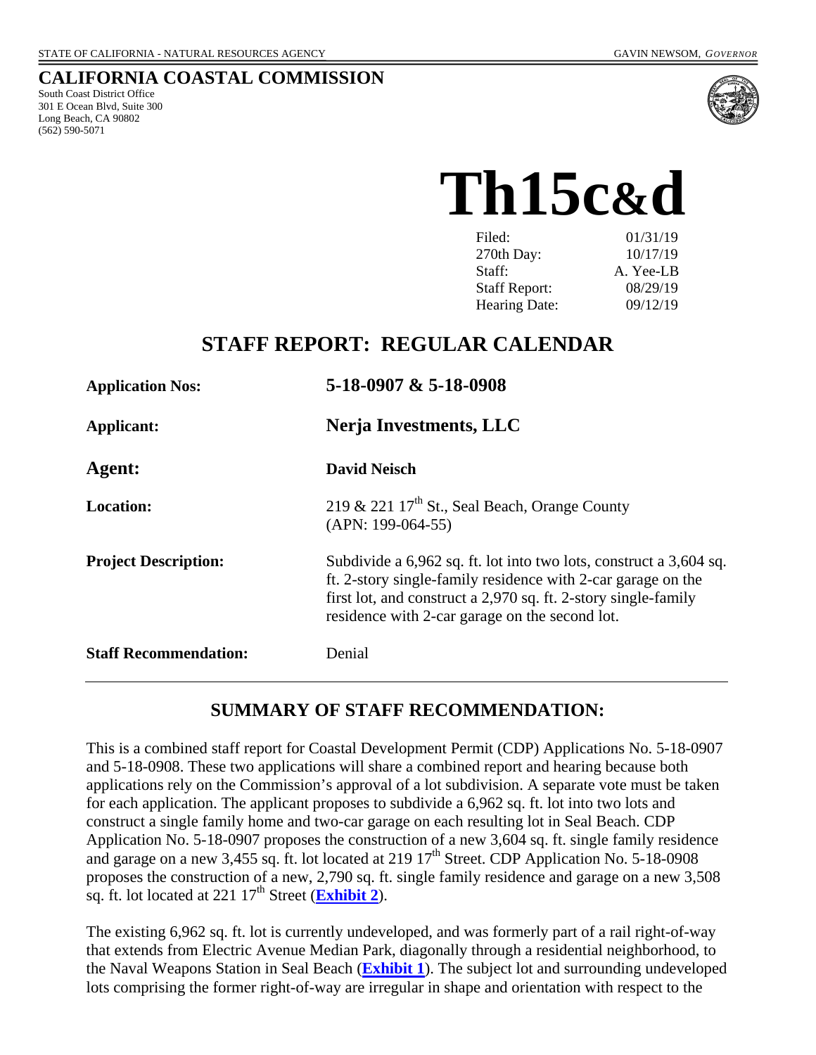STATE OF CALIFORNIA - NATURAL RESOURCES AGENCY GAVIN NEWSOM, *GOVERNOR*

# CALIFORNIA COASTAL COMMISSION

South Coast District Office
301 E Ocean Blvd, Suite 300
Long Beach, CA 90802
(562) 590-5071

# Th15c&d

| | |
|---|---|
| Filed: | 01/31/19 |
| 270th Day: | 10/17/19 |
| Staff: | A. Yee-LB |
| Staff Report: | 08/29/19 |
| Hearing Date: | 09/12/19 |

## STAFF REPORT: REGULAR CALENDAR

**Application Nos:** **5-18-0907 & 5-18-0908**

**Applicant:** **Nerja Investments, LLC**

**Agent:** **David Neisch**

**Location:** 219 & 221 17th St., Seal Beach, Orange County (APN: 199-064-55)

**Project Description:** Subdivide a 6,962 sq. ft. lot into two lots, construct a 3,604 sq. ft. 2-story single-family residence with 2-car garage on the first lot, and construct a 2,970 sq. ft. 2-story single-family residence with 2-car garage on the second lot.

**Staff Recommendation:** Denial

## SUMMARY OF STAFF RECOMMENDATION:

This is a combined staff report for Coastal Development Permit (CDP) Applications No. 5-18-0907 and 5-18-0908. These two applications will share a combined report and hearing because both applications rely on the Commission's approval of a lot subdivision. A separate vote must be taken for each application. The applicant proposes to subdivide a 6,962 sq. ft. lot into two lots and construct a single family home and two-car garage on each resulting lot in Seal Beach. CDP Application No. 5-18-0907 proposes the construction of a new 3,604 sq. ft. single family residence and garage on a new 3,455 sq. ft. lot located at 219 17th Street. CDP Application No. 5-18-0908 proposes the construction of a new, 2,790 sq. ft. single family residence and garage on a new 3,508 sq. ft. lot located at 221 17th Street (**Exhibit 2**).

The existing 6,962 sq. ft. lot is currently undeveloped, and was formerly part of a rail right-of-way that extends from Electric Avenue Median Park, diagonally through a residential neighborhood, to the Naval Weapons Station in Seal Beach (**Exhibit 1**). The subject lot and surrounding undeveloped lots comprising the former right-of-way are irregular in shape and orientation with respect to the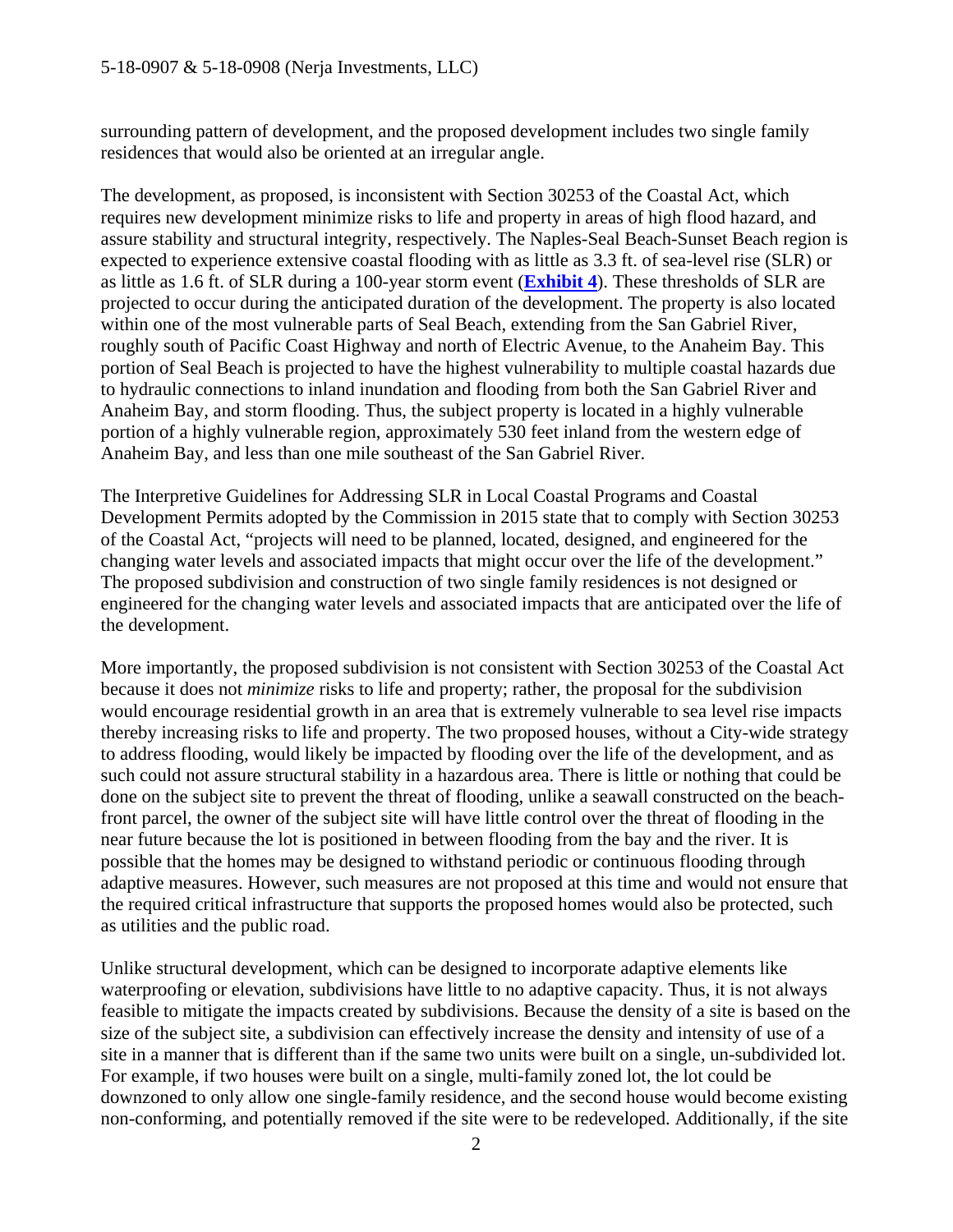surrounding pattern of development, and the proposed development includes two single family residences that would also be oriented at an irregular angle.

The development, as proposed, is inconsistent with Section 30253 of the Coastal Act, which requires new development minimize risks to life and property in areas of high flood hazard, and assure stability and structural integrity, respectively. The Naples-Seal Beach-Sunset Beach region is expected to experience extensive coastal flooding with as little as 3.3 ft. of sea-level rise (SLR) or as little as 1.6 ft. of SLR during a 100-year storm event (**Exhibit 4**). These thresholds of SLR are projected to occur during the anticipated duration of the development. The property is also located within one of the most vulnerable parts of Seal Beach, extending from the San Gabriel River, roughly south of Pacific Coast Highway and north of Electric Avenue, to the Anaheim Bay. This portion of Seal Beach is projected to have the highest vulnerability to multiple coastal hazards due to hydraulic connections to inland inundation and flooding from both the San Gabriel River and Anaheim Bay, and storm flooding. Thus, the subject property is located in a highly vulnerable portion of a highly vulnerable region, approximately 530 feet inland from the western edge of Anaheim Bay, and less than one mile southeast of the San Gabriel River.

The Interpretive Guidelines for Addressing SLR in Local Coastal Programs and Coastal Development Permits adopted by the Commission in 2015 state that to comply with Section 30253 of the Coastal Act, "projects will need to be planned, located, designed, and engineered for the changing water levels and associated impacts that might occur over the life of the development." The proposed subdivision and construction of two single family residences is not designed or engineered for the changing water levels and associated impacts that are anticipated over the life of the development.

More importantly, the proposed subdivision is not consistent with Section 30253 of the Coastal Act because it does not *minimize* risks to life and property; rather, the proposal for the subdivision would encourage residential growth in an area that is extremely vulnerable to sea level rise impacts thereby increasing risks to life and property. The two proposed houses, without a City-wide strategy to address flooding, would likely be impacted by flooding over the life of the development, and as such could not assure structural stability in a hazardous area. There is little or nothing that could be done on the subject site to prevent the threat of flooding, unlike a seawall constructed on the beach-front parcel, the owner of the subject site will have little control over the threat of flooding in the near future because the lot is positioned in between flooding from the bay and the river. It is possible that the homes may be designed to withstand periodic or continuous flooding through adaptive measures. However, such measures are not proposed at this time and would not ensure that the required critical infrastructure that supports the proposed homes would also be protected, such as utilities and the public road.

Unlike structural development, which can be designed to incorporate adaptive elements like waterproofing or elevation, subdivisions have little to no adaptive capacity. Thus, it is not always feasible to mitigate the impacts created by subdivisions. Because the density of a site is based on the size of the subject site, a subdivision can effectively increase the density and intensity of use of a site in a manner that is different than if the same two units were built on a single, un-subdivided lot. For example, if two houses were built on a single, multi-family zoned lot, the lot could be downzoned to only allow one single-family residence, and the second house would become existing non-conforming, and potentially removed if the site were to be redeveloped. Additionally, if the site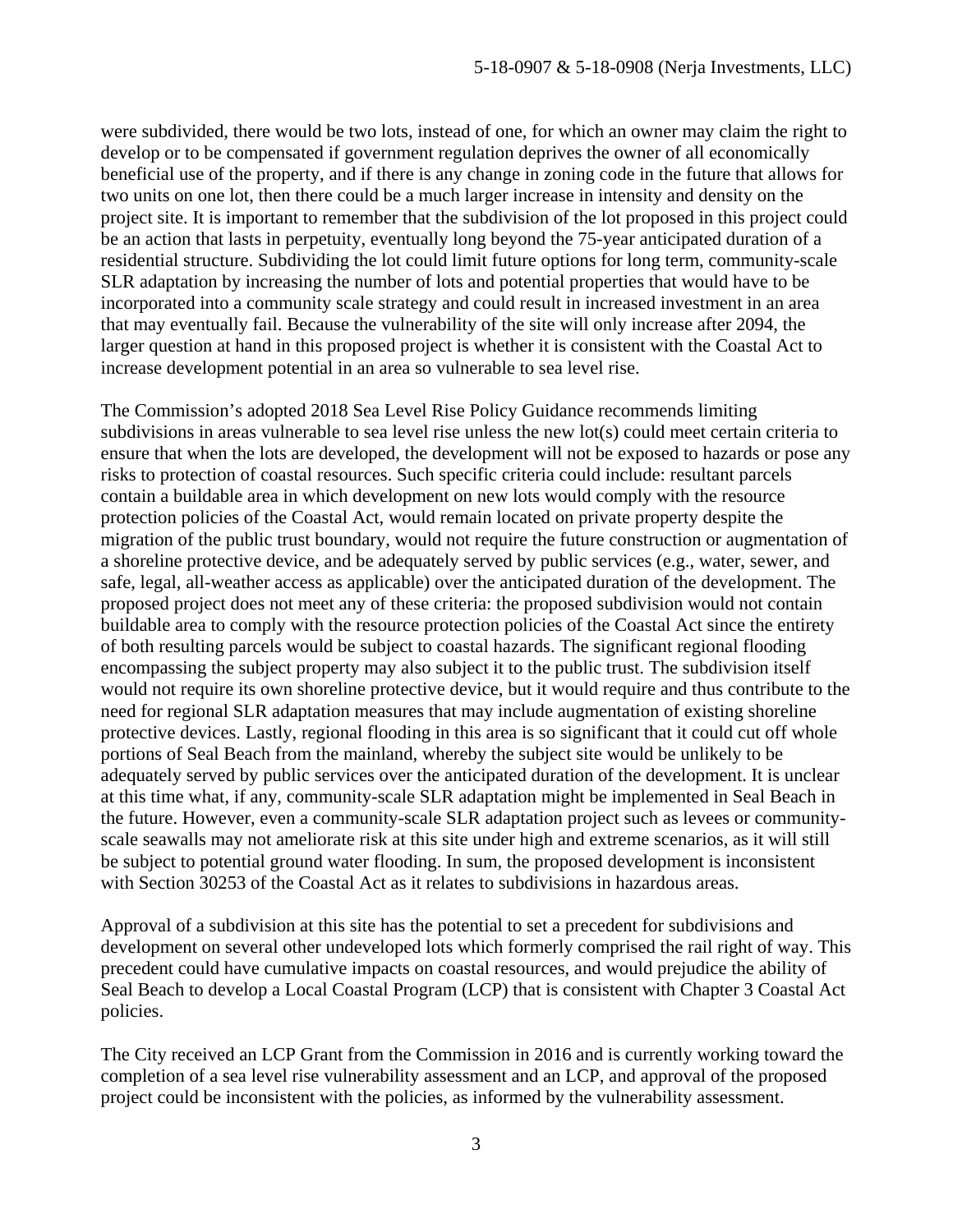were subdivided, there would be two lots, instead of one, for which an owner may claim the right to develop or to be compensated if government regulation deprives the owner of all economically beneficial use of the property, and if there is any change in zoning code in the future that allows for two units on one lot, then there could be a much larger increase in intensity and density on the project site. It is important to remember that the subdivision of the lot proposed in this project could be an action that lasts in perpetuity, eventually long beyond the 75-year anticipated duration of a residential structure. Subdividing the lot could limit future options for long term, community-scale SLR adaptation by increasing the number of lots and potential properties that would have to be incorporated into a community scale strategy and could result in increased investment in an area that may eventually fail. Because the vulnerability of the site will only increase after 2094, the larger question at hand in this proposed project is whether it is consistent with the Coastal Act to increase development potential in an area so vulnerable to sea level rise.

The Commission's adopted 2018 Sea Level Rise Policy Guidance recommends limiting subdivisions in areas vulnerable to sea level rise unless the new lot(s) could meet certain criteria to ensure that when the lots are developed, the development will not be exposed to hazards or pose any risks to protection of coastal resources. Such specific criteria could include: resultant parcels contain a buildable area in which development on new lots would comply with the resource protection policies of the Coastal Act, would remain located on private property despite the migration of the public trust boundary, would not require the future construction or augmentation of a shoreline protective device, and be adequately served by public services (e.g., water, sewer, and safe, legal, all-weather access as applicable) over the anticipated duration of the development. The proposed project does not meet any of these criteria: the proposed subdivision would not contain buildable area to comply with the resource protection policies of the Coastal Act since the entirety of both resulting parcels would be subject to coastal hazards. The significant regional flooding encompassing the subject property may also subject it to the public trust. The subdivision itself would not require its own shoreline protective device, but it would require and thus contribute to the need for regional SLR adaptation measures that may include augmentation of existing shoreline protective devices. Lastly, regional flooding in this area is so significant that it could cut off whole portions of Seal Beach from the mainland, whereby the subject site would be unlikely to be adequately served by public services over the anticipated duration of the development. It is unclear at this time what, if any, community-scale SLR adaptation might be implemented in Seal Beach in the future. However, even a community-scale SLR adaptation project such as levees or community-scale seawalls may not ameliorate risk at this site under high and extreme scenarios, as it will still be subject to potential ground water flooding. In sum, the proposed development is inconsistent with Section 30253 of the Coastal Act as it relates to subdivisions in hazardous areas.

Approval of a subdivision at this site has the potential to set a precedent for subdivisions and development on several other undeveloped lots which formerly comprised the rail right of way. This precedent could have cumulative impacts on coastal resources, and would prejudice the ability of Seal Beach to develop a Local Coastal Program (LCP) that is consistent with Chapter 3 Coastal Act policies.

The City received an LCP Grant from the Commission in 2016 and is currently working toward the completion of a sea level rise vulnerability assessment and an LCP, and approval of the proposed project could be inconsistent with the policies, as informed by the vulnerability assessment.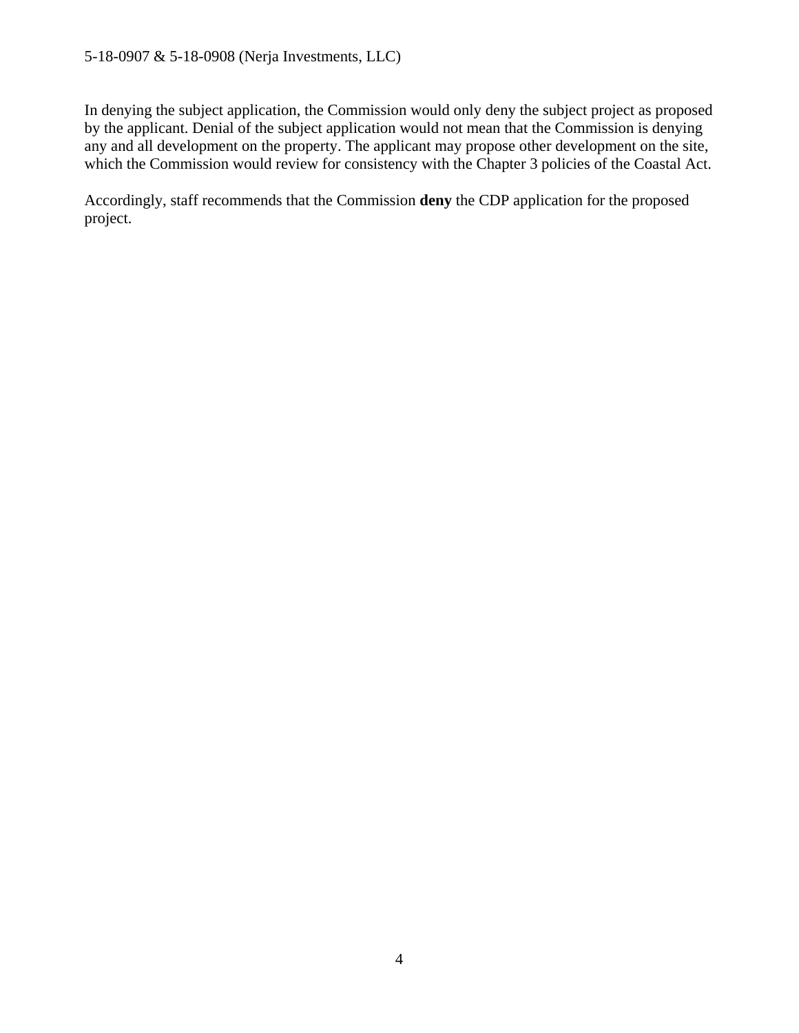In denying the subject application, the Commission would only deny the subject project as proposed by the applicant. Denial of the subject application would not mean that the Commission is denying any and all development on the property. The applicant may propose other development on the site, which the Commission would review for consistency with the Chapter 3 policies of the Coastal Act.

Accordingly, staff recommends that the Commission **deny** the CDP application for the proposed project.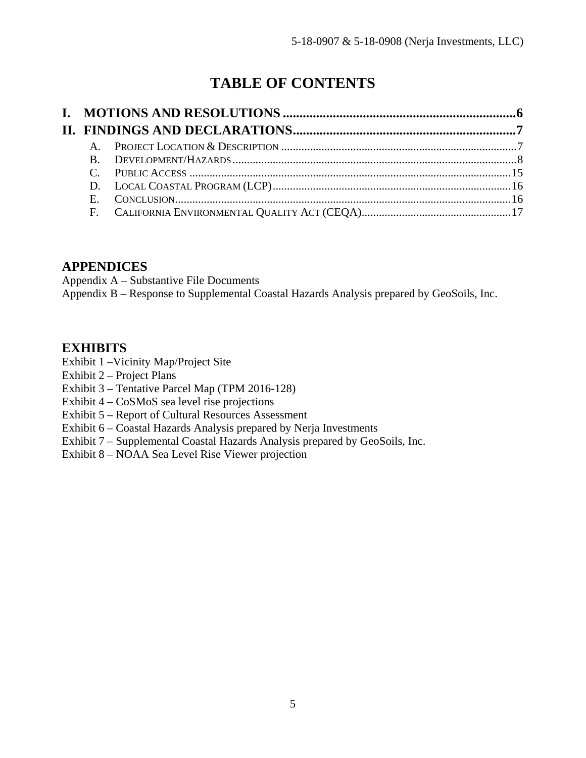# TABLE OF CONTENTS

**I. MOTIONS AND RESOLUTIONS .......................................................................6**

**II. FINDINGS AND DECLARATIONS....................................................................7**

A. PROJECT LOCATION & DESCRIPTION ..................................................................................7
B. DEVELOPMENT/HAZARDS...................................................................................................8
C. PUBLIC ACCESS ..................................................................................................................15
D. LOCAL COASTAL PROGRAM (LCP)....................................................................................16
E. CONCLUSION.......................................................................................................................16
F. CALIFORNIA ENVIRONMENTAL QUALITY ACT (CEQA)....................................................17

## APPENDICES

Appendix A – Substantive File Documents
Appendix B – Response to Supplemental Coastal Hazards Analysis prepared by GeoSoils, Inc.

## EXHIBITS

Exhibit 1 –Vicinity Map/Project Site
Exhibit 2 – Project Plans
Exhibit 3 – Tentative Parcel Map (TPM 2016-128)
Exhibit 4 – CoSMoS sea level rise projections
Exhibit 5 – Report of Cultural Resources Assessment
Exhibit 6 – Coastal Hazards Analysis prepared by Nerja Investments
Exhibit 7 – Supplemental Coastal Hazards Analysis prepared by GeoSoils, Inc.
Exhibit 8 – NOAA Sea Level Rise Viewer projection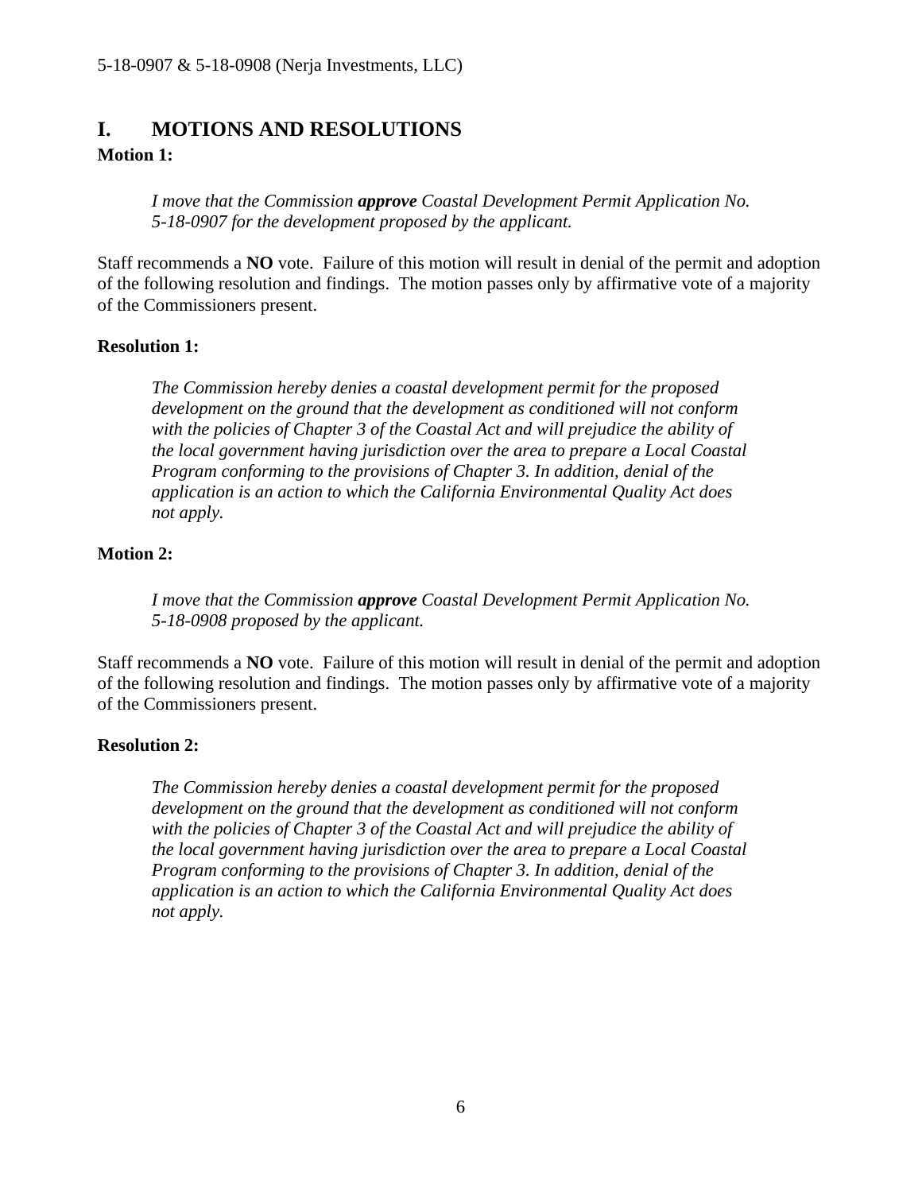# I. MOTIONS AND RESOLUTIONS

**Motion 1:**

> *I move that the Commission **approve** Coastal Development Permit Application No. 5-18-0907 for the development proposed by the applicant.*

Staff recommends a **NO** vote. Failure of this motion will result in denial of the permit and adoption of the following resolution and findings. The motion passes only by affirmative vote of a majority of the Commissioners present.

**Resolution 1:**

> *The Commission hereby denies a coastal development permit for the proposed development on the ground that the development as conditioned will not conform with the policies of Chapter 3 of the Coastal Act and will prejudice the ability of the local government having jurisdiction over the area to prepare a Local Coastal Program conforming to the provisions of Chapter 3. In addition, denial of the application is an action to which the California Environmental Quality Act does not apply.*

**Motion 2:**

> *I move that the Commission **approve** Coastal Development Permit Application No. 5-18-0908 proposed by the applicant.*

Staff recommends a **NO** vote. Failure of this motion will result in denial of the permit and adoption of the following resolution and findings. The motion passes only by affirmative vote of a majority of the Commissioners present.

**Resolution 2:**

> *The Commission hereby denies a coastal development permit for the proposed development on the ground that the development as conditioned will not conform with the policies of Chapter 3 of the Coastal Act and will prejudice the ability of the local government having jurisdiction over the area to prepare a Local Coastal Program conforming to the provisions of Chapter 3. In addition, denial of the application is an action to which the California Environmental Quality Act does not apply.*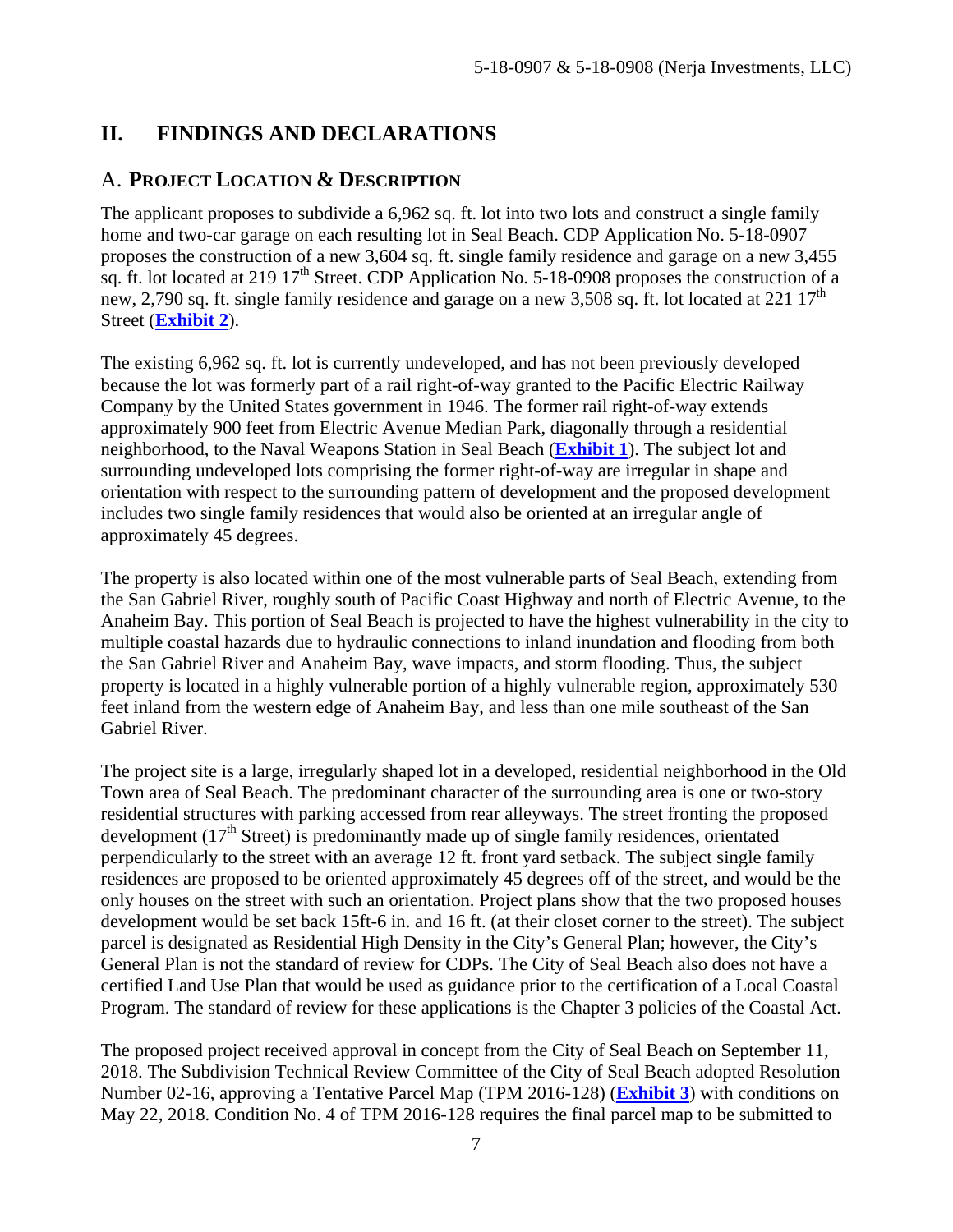## II. FINDINGS AND DECLARATIONS

### A. PROJECT LOCATION & DESCRIPTION

The applicant proposes to subdivide a 6,962 sq. ft. lot into two lots and construct a single family home and two-car garage on each resulting lot in Seal Beach. CDP Application No. 5-18-0907 proposes the construction of a new 3,604 sq. ft. single family residence and garage on a new 3,455 sq. ft. lot located at 219 17th Street. CDP Application No. 5-18-0908 proposes the construction of a new, 2,790 sq. ft. single family residence and garage on a new 3,508 sq. ft. lot located at 221 17th Street (**Exhibit 2**).

The existing 6,962 sq. ft. lot is currently undeveloped, and has not been previously developed because the lot was formerly part of a rail right-of-way granted to the Pacific Electric Railway Company by the United States government in 1946. The former rail right-of-way extends approximately 900 feet from Electric Avenue Median Park, diagonally through a residential neighborhood, to the Naval Weapons Station in Seal Beach (**Exhibit 1**). The subject lot and surrounding undeveloped lots comprising the former right-of-way are irregular in shape and orientation with respect to the surrounding pattern of development and the proposed development includes two single family residences that would also be oriented at an irregular angle of approximately 45 degrees.

The property is also located within one of the most vulnerable parts of Seal Beach, extending from the San Gabriel River, roughly south of Pacific Coast Highway and north of Electric Avenue, to the Anaheim Bay. This portion of Seal Beach is projected to have the highest vulnerability in the city to multiple coastal hazards due to hydraulic connections to inland inundation and flooding from both the San Gabriel River and Anaheim Bay, wave impacts, and storm flooding. Thus, the subject property is located in a highly vulnerable portion of a highly vulnerable region, approximately 530 feet inland from the western edge of Anaheim Bay, and less than one mile southeast of the San Gabriel River.

The project site is a large, irregularly shaped lot in a developed, residential neighborhood in the Old Town area of Seal Beach. The predominant character of the surrounding area is one or two-story residential structures with parking accessed from rear alleyways. The street fronting the proposed development (17th Street) is predominantly made up of single family residences, orientated perpendicularly to the street with an average 12 ft. front yard setback. The subject single family residences are proposed to be oriented approximately 45 degrees off of the street, and would be the only houses on the street with such an orientation. Project plans show that the two proposed houses development would be set back 15ft-6 in. and 16 ft. (at their closet corner to the street). The subject parcel is designated as Residential High Density in the City's General Plan; however, the City's General Plan is not the standard of review for CDPs. The City of Seal Beach also does not have a certified Land Use Plan that would be used as guidance prior to the certification of a Local Coastal Program. The standard of review for these applications is the Chapter 3 policies of the Coastal Act.

The proposed project received approval in concept from the City of Seal Beach on September 11, 2018. The Subdivision Technical Review Committee of the City of Seal Beach adopted Resolution Number 02-16, approving a Tentative Parcel Map (TPM 2016-128) (**Exhibit 3**) with conditions on May 22, 2018. Condition No. 4 of TPM 2016-128 requires the final parcel map to be submitted to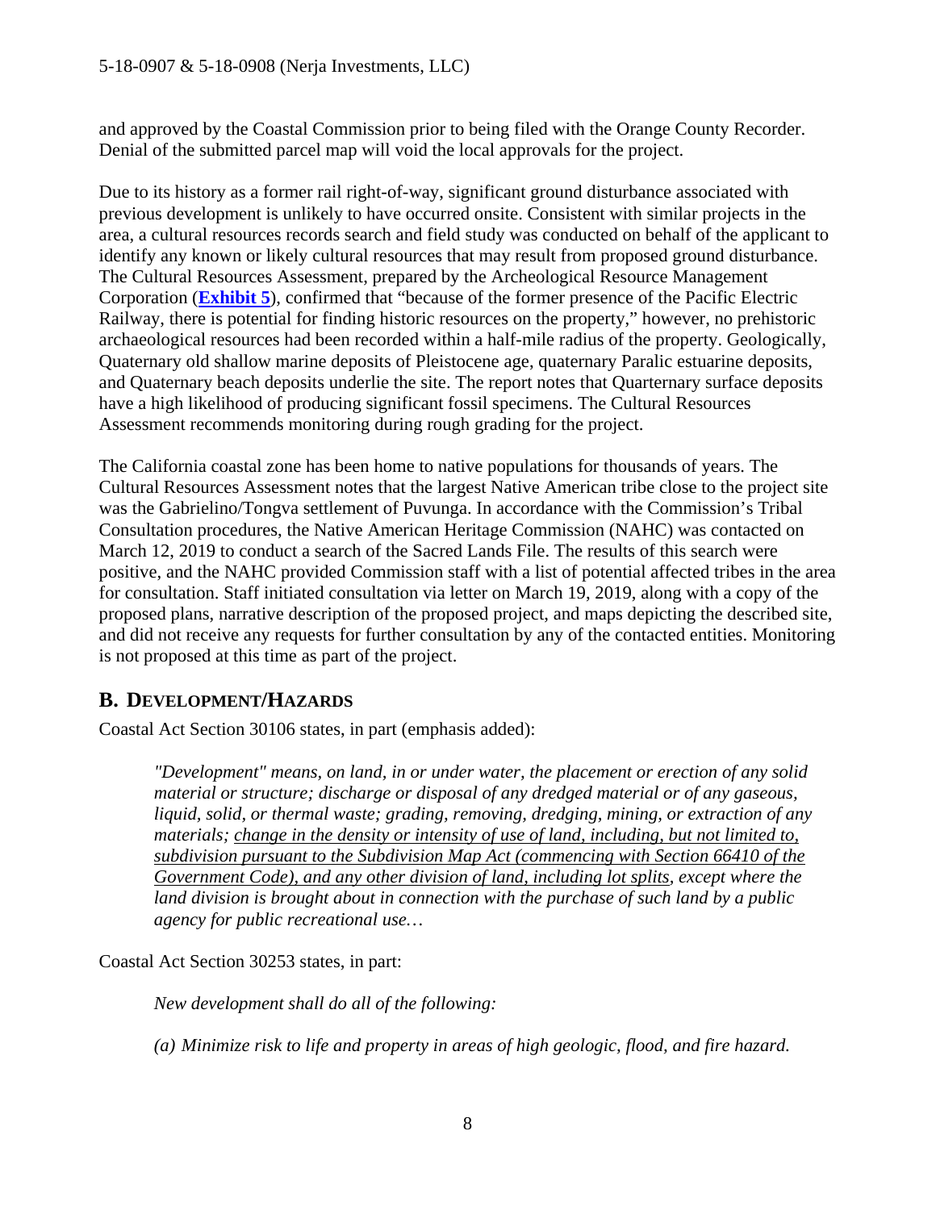and approved by the Coastal Commission prior to being filed with the Orange County Recorder. Denial of the submitted parcel map will void the local approvals for the project.

Due to its history as a former rail right-of-way, significant ground disturbance associated with previous development is unlikely to have occurred onsite. Consistent with similar projects in the area, a cultural resources records search and field study was conducted on behalf of the applicant to identify any known or likely cultural resources that may result from proposed ground disturbance. The Cultural Resources Assessment, prepared by the Archeological Resource Management Corporation (**Exhibit 5**), confirmed that "because of the former presence of the Pacific Electric Railway, there is potential for finding historic resources on the property," however, no prehistoric archaeological resources had been recorded within a half-mile radius of the property. Geologically, Quaternary old shallow marine deposits of Pleistocene age, quaternary Paralic estuarine deposits, and Quaternary beach deposits underlie the site. The report notes that Quarternary surface deposits have a high likelihood of producing significant fossil specimens. The Cultural Resources Assessment recommends monitoring during rough grading for the project.

The California coastal zone has been home to native populations for thousands of years. The Cultural Resources Assessment notes that the largest Native American tribe close to the project site was the Gabrielino/Tongva settlement of Puvunga. In accordance with the Commission's Tribal Consultation procedures, the Native American Heritage Commission (NAHC) was contacted on March 12, 2019 to conduct a search of the Sacred Lands File. The results of this search were positive, and the NAHC provided Commission staff with a list of potential affected tribes in the area for consultation. Staff initiated consultation via letter on March 19, 2019, along with a copy of the proposed plans, narrative description of the proposed project, and maps depicting the described site, and did not receive any requests for further consultation by any of the contacted entities. Monitoring is not proposed at this time as part of the project.

## B. DEVELOPMENT/HAZARDS

Coastal Act Section 30106 states, in part (emphasis added):

> *"Development" means, on land, in or under water, the placement or erection of any solid material or structure; discharge or disposal of any dredged material or of any gaseous, liquid, solid, or thermal waste; grading, removing, dredging, mining, or extraction of any materials; <u>change in the density or intensity of use of land, including, but not limited to, subdivision pursuant to the Subdivision Map Act (commencing with Section 66410 of the Government Code), and any other division of land, including lot splits</u>, except where the land division is brought about in connection with the purchase of such land by a public agency for public recreational use…*

Coastal Act Section 30253 states, in part:

> *New development shall do all of the following:*
>
> *(a) Minimize risk to life and property in areas of high geologic, flood, and fire hazard.*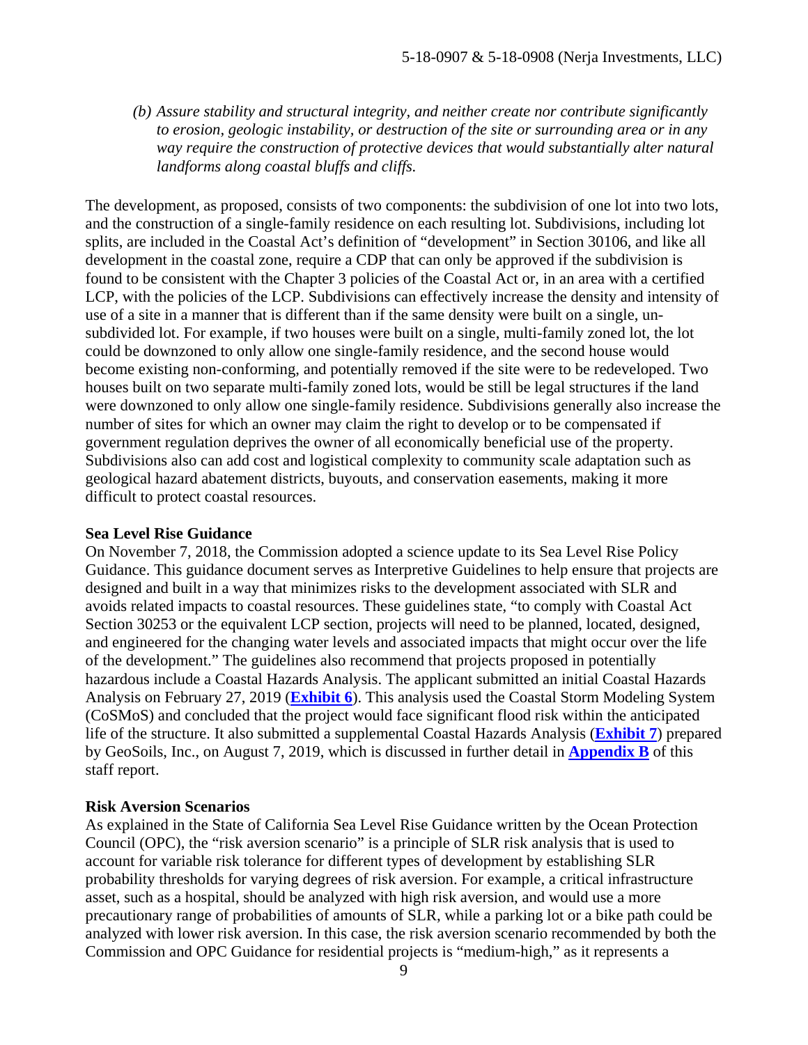*(b) Assure stability and structural integrity, and neither create nor contribute significantly to erosion, geologic instability, or destruction of the site or surrounding area or in any way require the construction of protective devices that would substantially alter natural landforms along coastal bluffs and cliffs.*

The development, as proposed, consists of two components: the subdivision of one lot into two lots, and the construction of a single-family residence on each resulting lot. Subdivisions, including lot splits, are included in the Coastal Act's definition of "development" in Section 30106, and like all development in the coastal zone, require a CDP that can only be approved if the subdivision is found to be consistent with the Chapter 3 policies of the Coastal Act or, in an area with a certified LCP, with the policies of the LCP. Subdivisions can effectively increase the density and intensity of use of a site in a manner that is different than if the same density were built on a single, un-subdivided lot. For example, if two houses were built on a single, multi-family zoned lot, the lot could be downzoned to only allow one single-family residence, and the second house would become existing non-conforming, and potentially removed if the site were to be redeveloped. Two houses built on two separate multi-family zoned lots, would be still be legal structures if the land were downzoned to only allow one single-family residence. Subdivisions generally also increase the number of sites for which an owner may claim the right to develop or to be compensated if government regulation deprives the owner of all economically beneficial use of the property. Subdivisions also can add cost and logistical complexity to community scale adaptation such as geological hazard abatement districts, buyouts, and conservation easements, making it more difficult to protect coastal resources.

**Sea Level Rise Guidance**

On November 7, 2018, the Commission adopted a science update to its Sea Level Rise Policy Guidance. This guidance document serves as Interpretive Guidelines to help ensure that projects are designed and built in a way that minimizes risks to the development associated with SLR and avoids related impacts to coastal resources. These guidelines state, "to comply with Coastal Act Section 30253 or the equivalent LCP section, projects will need to be planned, located, designed, and engineered for the changing water levels and associated impacts that might occur over the life of the development." The guidelines also recommend that projects proposed in potentially hazardous include a Coastal Hazards Analysis. The applicant submitted an initial Coastal Hazards Analysis on February 27, 2019 (**Exhibit 6**). This analysis used the Coastal Storm Modeling System (CoSMoS) and concluded that the project would face significant flood risk within the anticipated life of the structure. It also submitted a supplemental Coastal Hazards Analysis (**Exhibit 7**) prepared by GeoSoils, Inc., on August 7, 2019, which is discussed in further detail in **Appendix B** of this staff report.

**Risk Aversion Scenarios**

As explained in the State of California Sea Level Rise Guidance written by the Ocean Protection Council (OPC), the "risk aversion scenario" is a principle of SLR risk analysis that is used to account for variable risk tolerance for different types of development by establishing SLR probability thresholds for varying degrees of risk aversion. For example, a critical infrastructure asset, such as a hospital, should be analyzed with high risk aversion, and would use a more precautionary range of probabilities of amounts of SLR, while a parking lot or a bike path could be analyzed with lower risk aversion. In this case, the risk aversion scenario recommended by both the Commission and OPC Guidance for residential projects is "medium-high," as it represents a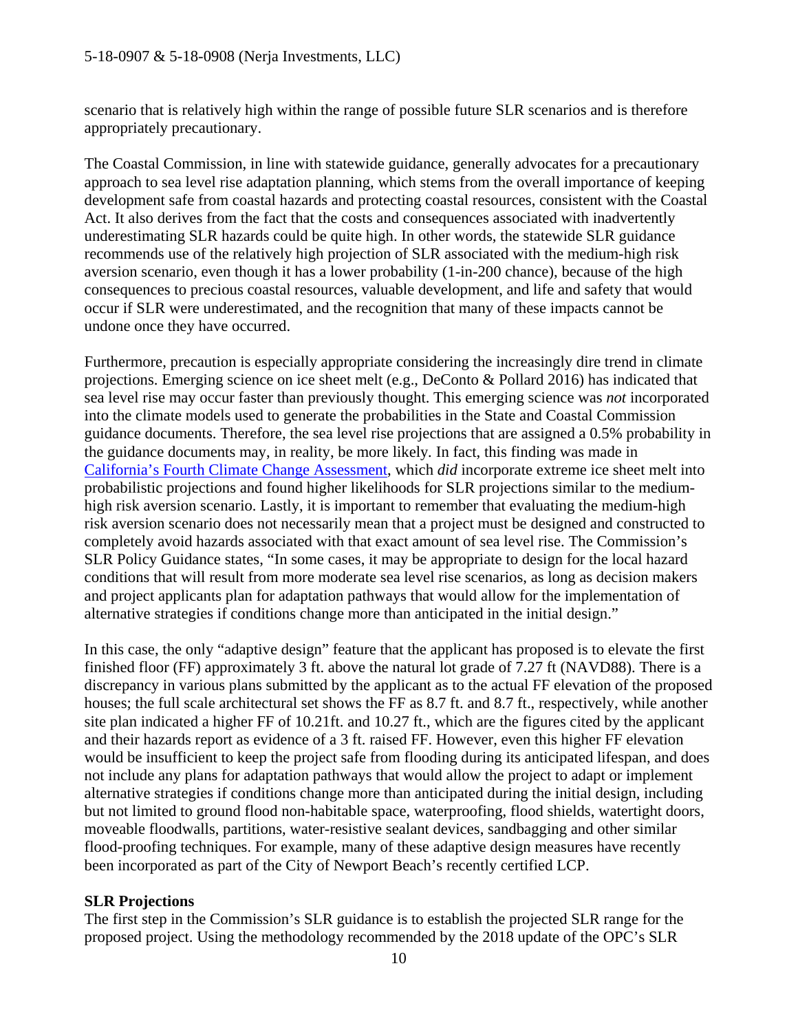scenario that is relatively high within the range of possible future SLR scenarios and is therefore appropriately precautionary.

The Coastal Commission, in line with statewide guidance, generally advocates for a precautionary approach to sea level rise adaptation planning, which stems from the overall importance of keeping development safe from coastal hazards and protecting coastal resources, consistent with the Coastal Act. It also derives from the fact that the costs and consequences associated with inadvertently underestimating SLR hazards could be quite high. In other words, the statewide SLR guidance recommends use of the relatively high projection of SLR associated with the medium-high risk aversion scenario, even though it has a lower probability (1-in-200 chance), because of the high consequences to precious coastal resources, valuable development, and life and safety that would occur if SLR were underestimated, and the recognition that many of these impacts cannot be undone once they have occurred.

Furthermore, precaution is especially appropriate considering the increasingly dire trend in climate projections. Emerging science on ice sheet melt (e.g., DeConto & Pollard 2016) has indicated that sea level rise may occur faster than previously thought. This emerging science was *not* incorporated into the climate models used to generate the probabilities in the State and Coastal Commission guidance documents. Therefore, the sea level rise projections that are assigned a 0.5% probability in the guidance documents may, in reality, be more likely. In fact, this finding was made in California's Fourth Climate Change Assessment, which *did* incorporate extreme ice sheet melt into probabilistic projections and found higher likelihoods for SLR projections similar to the medium-high risk aversion scenario. Lastly, it is important to remember that evaluating the medium-high risk aversion scenario does not necessarily mean that a project must be designed and constructed to completely avoid hazards associated with that exact amount of sea level rise. The Commission's SLR Policy Guidance states, "In some cases, it may be appropriate to design for the local hazard conditions that will result from more moderate sea level rise scenarios, as long as decision makers and project applicants plan for adaptation pathways that would allow for the implementation of alternative strategies if conditions change more than anticipated in the initial design."

In this case, the only "adaptive design" feature that the applicant has proposed is to elevate the first finished floor (FF) approximately 3 ft. above the natural lot grade of 7.27 ft (NAVD88). There is a discrepancy in various plans submitted by the applicant as to the actual FF elevation of the proposed houses; the full scale architectural set shows the FF as 8.7 ft. and 8.7 ft., respectively, while another site plan indicated a higher FF of 10.21ft. and 10.27 ft., which are the figures cited by the applicant and their hazards report as evidence of a 3 ft. raised FF. However, even this higher FF elevation would be insufficient to keep the project safe from flooding during its anticipated lifespan, and does not include any plans for adaptation pathways that would allow the project to adapt or implement alternative strategies if conditions change more than anticipated during the initial design, including but not limited to ground flood non-habitable space, waterproofing, flood shields, watertight doors, moveable floodwalls, partitions, water-resistive sealant devices, sandbagging and other similar flood-proofing techniques. For example, many of these adaptive design measures have recently been incorporated as part of the City of Newport Beach's recently certified LCP.

**SLR Projections**

The first step in the Commission's SLR guidance is to establish the projected SLR range for the proposed project. Using the methodology recommended by the 2018 update of the OPC's SLR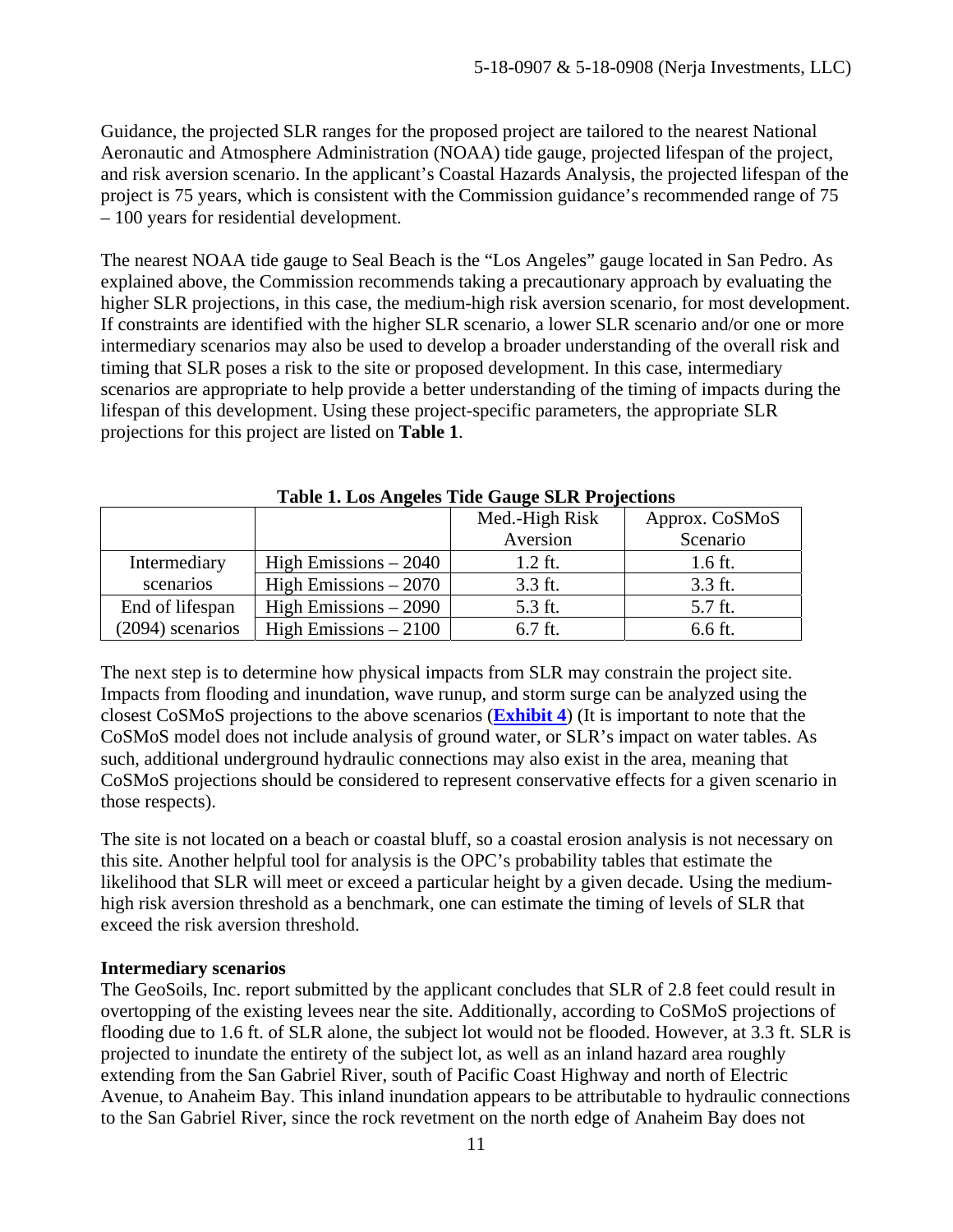Guidance, the projected SLR ranges for the proposed project are tailored to the nearest National Aeronautic and Atmosphere Administration (NOAA) tide gauge, projected lifespan of the project, and risk aversion scenario. In the applicant's Coastal Hazards Analysis, the projected lifespan of the project is 75 years, which is consistent with the Commission guidance's recommended range of 75 – 100 years for residential development.

The nearest NOAA tide gauge to Seal Beach is the "Los Angeles" gauge located in San Pedro. As explained above, the Commission recommends taking a precautionary approach by evaluating the higher SLR projections, in this case, the medium-high risk aversion scenario, for most development. If constraints are identified with the higher SLR scenario, a lower SLR scenario and/or one or more intermediary scenarios may also be used to develop a broader understanding of the overall risk and timing that SLR poses a risk to the site or proposed development. In this case, intermediary scenarios are appropriate to help provide a better understanding of the timing of impacts during the lifespan of this development. Using these project-specific parameters, the appropriate SLR projections for this project are listed on **Table 1**.

**Table 1. Los Angeles Tide Gauge SLR Projections**

| | | Med.-High Risk Aversion | Approx. CoSMoS Scenario |
|---|---|---|---|
| Intermediary scenarios | High Emissions – 2040 | 1.2 ft. | 1.6 ft. |
| | High Emissions – 2070 | 3.3 ft. | 3.3 ft. |
| End of lifespan (2094) scenarios | High Emissions – 2090 | 5.3 ft. | 5.7 ft. |
| | High Emissions – 2100 | 6.7 ft. | 6.6 ft. |

The next step is to determine how physical impacts from SLR may constrain the project site. Impacts from flooding and inundation, wave runup, and storm surge can be analyzed using the closest CoSMoS projections to the above scenarios (**Exhibit 4**) (It is important to note that the CoSMoS model does not include analysis of ground water, or SLR's impact on water tables. As such, additional underground hydraulic connections may also exist in the area, meaning that CoSMoS projections should be considered to represent conservative effects for a given scenario in those respects).

The site is not located on a beach or coastal bluff, so a coastal erosion analysis is not necessary on this site. Another helpful tool for analysis is the OPC's probability tables that estimate the likelihood that SLR will meet or exceed a particular height by a given decade. Using the medium-high risk aversion threshold as a benchmark, one can estimate the timing of levels of SLR that exceed the risk aversion threshold.

**Intermediary scenarios**

The GeoSoils, Inc. report submitted by the applicant concludes that SLR of 2.8 feet could result in overtopping of the existing levees near the site. Additionally, according to CoSMoS projections of flooding due to 1.6 ft. of SLR alone, the subject lot would not be flooded. However, at 3.3 ft. SLR is projected to inundate the entirety of the subject lot, as well as an inland hazard area roughly extending from the San Gabriel River, south of Pacific Coast Highway and north of Electric Avenue, to Anaheim Bay. This inland inundation appears to be attributable to hydraulic connections to the San Gabriel River, since the rock revetment on the north edge of Anaheim Bay does not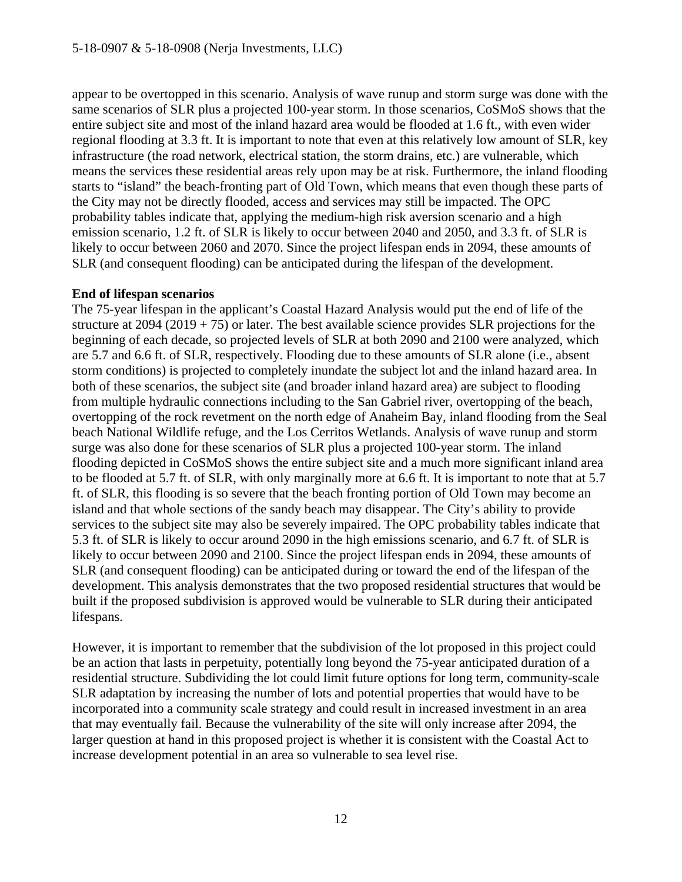appear to be overtopped in this scenario. Analysis of wave runup and storm surge was done with the same scenarios of SLR plus a projected 100-year storm. In those scenarios, CoSMoS shows that the entire subject site and most of the inland hazard area would be flooded at 1.6 ft., with even wider regional flooding at 3.3 ft. It is important to note that even at this relatively low amount of SLR, key infrastructure (the road network, electrical station, the storm drains, etc.) are vulnerable, which means the services these residential areas rely upon may be at risk. Furthermore, the inland flooding starts to "island" the beach-fronting part of Old Town, which means that even though these parts of the City may not be directly flooded, access and services may still be impacted. The OPC probability tables indicate that, applying the medium-high risk aversion scenario and a high emission scenario, 1.2 ft. of SLR is likely to occur between 2040 and 2050, and 3.3 ft. of SLR is likely to occur between 2060 and 2070. Since the project lifespan ends in 2094, these amounts of SLR (and consequent flooding) can be anticipated during the lifespan of the development.

**End of lifespan scenarios**

The 75-year lifespan in the applicant's Coastal Hazard Analysis would put the end of life of the structure at 2094 (2019 + 75) or later. The best available science provides SLR projections for the beginning of each decade, so projected levels of SLR at both 2090 and 2100 were analyzed, which are 5.7 and 6.6 ft. of SLR, respectively. Flooding due to these amounts of SLR alone (i.e., absent storm conditions) is projected to completely inundate the subject lot and the inland hazard area. In both of these scenarios, the subject site (and broader inland hazard area) are subject to flooding from multiple hydraulic connections including to the San Gabriel river, overtopping of the beach, overtopping of the rock revetment on the north edge of Anaheim Bay, inland flooding from the Seal beach National Wildlife refuge, and the Los Cerritos Wetlands. Analysis of wave runup and storm surge was also done for these scenarios of SLR plus a projected 100-year storm. The inland flooding depicted in CoSMoS shows the entire subject site and a much more significant inland area to be flooded at 5.7 ft. of SLR, with only marginally more at 6.6 ft. It is important to note that at 5.7 ft. of SLR, this flooding is so severe that the beach fronting portion of Old Town may become an island and that whole sections of the sandy beach may disappear. The City's ability to provide services to the subject site may also be severely impaired. The OPC probability tables indicate that 5.3 ft. of SLR is likely to occur around 2090 in the high emissions scenario, and 6.7 ft. of SLR is likely to occur between 2090 and 2100. Since the project lifespan ends in 2094, these amounts of SLR (and consequent flooding) can be anticipated during or toward the end of the lifespan of the development. This analysis demonstrates that the two proposed residential structures that would be built if the proposed subdivision is approved would be vulnerable to SLR during their anticipated lifespans.

However, it is important to remember that the subdivision of the lot proposed in this project could be an action that lasts in perpetuity, potentially long beyond the 75-year anticipated duration of a residential structure. Subdividing the lot could limit future options for long term, community-scale SLR adaptation by increasing the number of lots and potential properties that would have to be incorporated into a community scale strategy and could result in increased investment in an area that may eventually fail. Because the vulnerability of the site will only increase after 2094, the larger question at hand in this proposed project is whether it is consistent with the Coastal Act to increase development potential in an area so vulnerable to sea level rise.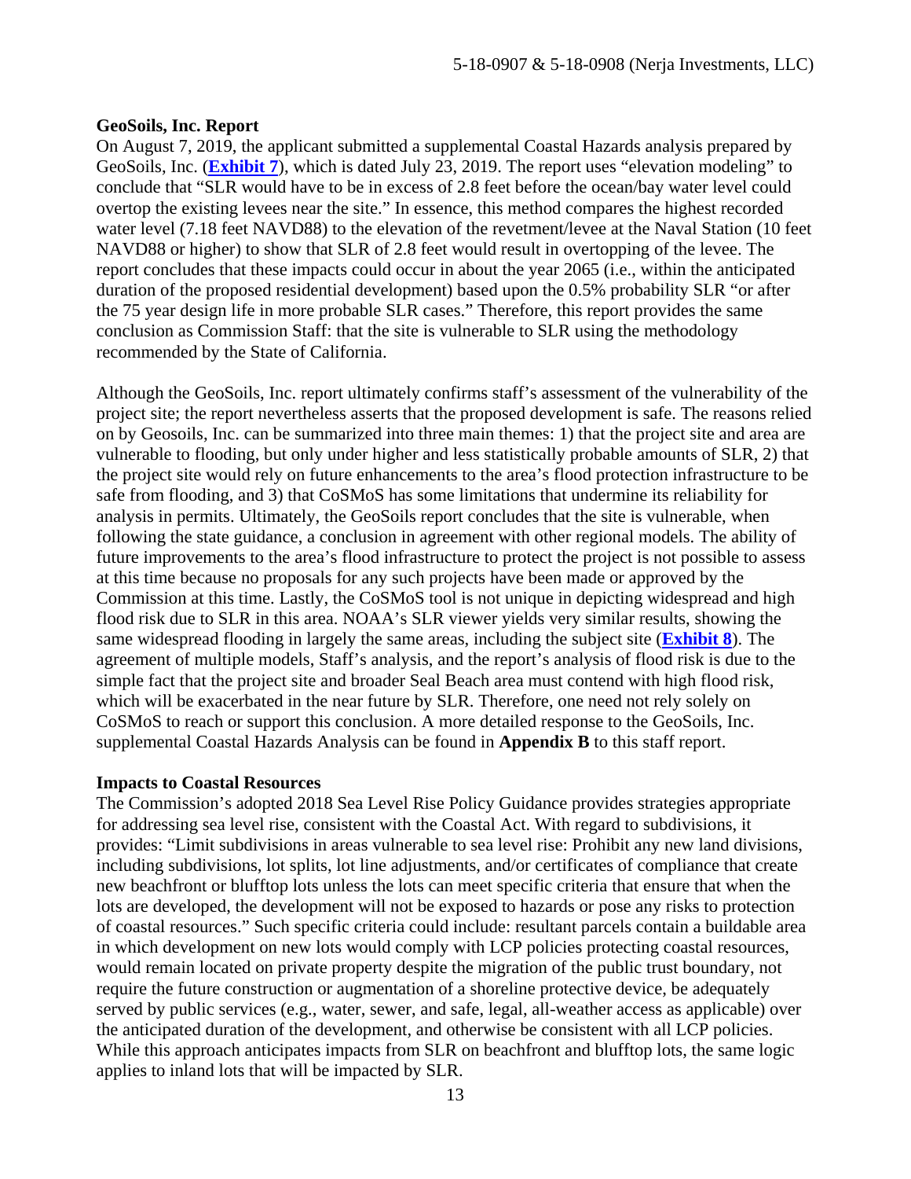**GeoSoils, Inc. Report**

On August 7, 2019, the applicant submitted a supplemental Coastal Hazards analysis prepared by GeoSoils, Inc. (**Exhibit 7**), which is dated July 23, 2019. The report uses "elevation modeling" to conclude that "SLR would have to be in excess of 2.8 feet before the ocean/bay water level could overtop the existing levees near the site." In essence, this method compares the highest recorded water level (7.18 feet NAVD88) to the elevation of the revetment/levee at the Naval Station (10 feet NAVD88 or higher) to show that SLR of 2.8 feet would result in overtopping of the levee. The report concludes that these impacts could occur in about the year 2065 (i.e., within the anticipated duration of the proposed residential development) based upon the 0.5% probability SLR "or after the 75 year design life in more probable SLR cases." Therefore, this report provides the same conclusion as Commission Staff: that the site is vulnerable to SLR using the methodology recommended by the State of California.

Although the GeoSoils, Inc. report ultimately confirms staff's assessment of the vulnerability of the project site; the report nevertheless asserts that the proposed development is safe. The reasons relied on by Geosoils, Inc. can be summarized into three main themes: 1) that the project site and area are vulnerable to flooding, but only under higher and less statistically probable amounts of SLR, 2) that the project site would rely on future enhancements to the area's flood protection infrastructure to be safe from flooding, and 3) that CoSMoS has some limitations that undermine its reliability for analysis in permits. Ultimately, the GeoSoils report concludes that the site is vulnerable, when following the state guidance, a conclusion in agreement with other regional models. The ability of future improvements to the area's flood infrastructure to protect the project is not possible to assess at this time because no proposals for any such projects have been made or approved by the Commission at this time. Lastly, the CoSMoS tool is not unique in depicting widespread and high flood risk due to SLR in this area. NOAA's SLR viewer yields very similar results, showing the same widespread flooding in largely the same areas, including the subject site (**Exhibit 8**). The agreement of multiple models, Staff's analysis, and the report's analysis of flood risk is due to the simple fact that the project site and broader Seal Beach area must contend with high flood risk, which will be exacerbated in the near future by SLR. Therefore, one need not rely solely on CoSMoS to reach or support this conclusion. A more detailed response to the GeoSoils, Inc. supplemental Coastal Hazards Analysis can be found in **Appendix B** to this staff report.

**Impacts to Coastal Resources**

The Commission's adopted 2018 Sea Level Rise Policy Guidance provides strategies appropriate for addressing sea level rise, consistent with the Coastal Act. With regard to subdivisions, it provides: "Limit subdivisions in areas vulnerable to sea level rise: Prohibit any new land divisions, including subdivisions, lot splits, lot line adjustments, and/or certificates of compliance that create new beachfront or blufftop lots unless the lots can meet specific criteria that ensure that when the lots are developed, the development will not be exposed to hazards or pose any risks to protection of coastal resources." Such specific criteria could include: resultant parcels contain a buildable area in which development on new lots would comply with LCP policies protecting coastal resources, would remain located on private property despite the migration of the public trust boundary, not require the future construction or augmentation of a shoreline protective device, be adequately served by public services (e.g., water, sewer, and safe, legal, all-weather access as applicable) over the anticipated duration of the development, and otherwise be consistent with all LCP policies. While this approach anticipates impacts from SLR on beachfront and blufftop lots, the same logic applies to inland lots that will be impacted by SLR.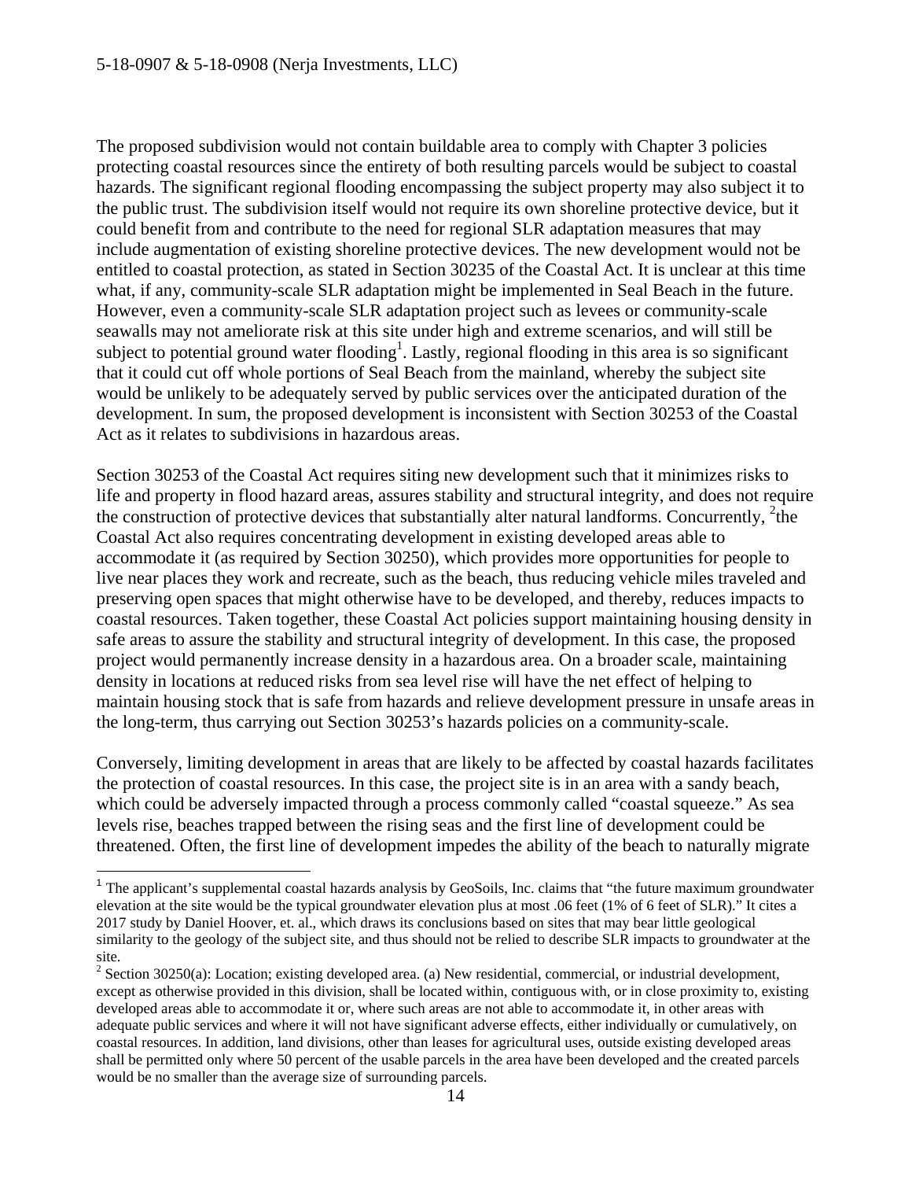The proposed subdivision would not contain buildable area to comply with Chapter 3 policies protecting coastal resources since the entirety of both resulting parcels would be subject to coastal hazards. The significant regional flooding encompassing the subject property may also subject it to the public trust. The subdivision itself would not require its own shoreline protective device, but it could benefit from and contribute to the need for regional SLR adaptation measures that may include augmentation of existing shoreline protective devices. The new development would not be entitled to coastal protection, as stated in Section 30235 of the Coastal Act. It is unclear at this time what, if any, community-scale SLR adaptation might be implemented in Seal Beach in the future. However, even a community-scale SLR adaptation project such as levees or community-scale seawalls may not ameliorate risk at this site under high and extreme scenarios, and will still be subject to potential ground water flooding[1]. Lastly, regional flooding in this area is so significant that it could cut off whole portions of Seal Beach from the mainland, whereby the subject site would be unlikely to be adequately served by public services over the anticipated duration of the development. In sum, the proposed development is inconsistent with Section 30253 of the Coastal Act as it relates to subdivisions in hazardous areas.

Section 30253 of the Coastal Act requires siting new development such that it minimizes risks to life and property in flood hazard areas, assures stability and structural integrity, and does not require the construction of protective devices that substantially alter natural landforms. Concurrently, [2]the Coastal Act also requires concentrating development in existing developed areas able to accommodate it (as required by Section 30250), which provides more opportunities for people to live near places they work and recreate, such as the beach, thus reducing vehicle miles traveled and preserving open spaces that might otherwise have to be developed, and thereby, reduces impacts to coastal resources. Taken together, these Coastal Act policies support maintaining housing density in safe areas to assure the stability and structural integrity of development. In this case, the proposed project would permanently increase density in a hazardous area. On a broader scale, maintaining density in locations at reduced risks from sea level rise will have the net effect of helping to maintain housing stock that is safe from hazards and relieve development pressure in unsafe areas in the long-term, thus carrying out Section 30253's hazards policies on a community-scale.

Conversely, limiting development in areas that are likely to be affected by coastal hazards facilitates the protection of coastal resources. In this case, the project site is in an area with a sandy beach, which could be adversely impacted through a process commonly called "coastal squeeze." As sea levels rise, beaches trapped between the rising seas and the first line of development could be threatened. Often, the first line of development impedes the ability of the beach to naturally migrate

[1] The applicant's supplemental coastal hazards analysis by GeoSoils, Inc. claims that "the future maximum groundwater elevation at the site would be the typical groundwater elevation plus at most .06 feet (1% of 6 feet of SLR)." It cites a 2017 study by Daniel Hoover, et. al., which draws its conclusions based on sites that may bear little geological similarity to the geology of the subject site, and thus should not be relied to describe SLR impacts to groundwater at the site.

[2] Section 30250(a): Location; existing developed area. (a) New residential, commercial, or industrial development, except as otherwise provided in this division, shall be located within, contiguous with, or in close proximity to, existing developed areas able to accommodate it or, where such areas are not able to accommodate it, in other areas with adequate public services and where it will not have significant adverse effects, either individually or cumulatively, on coastal resources. In addition, land divisions, other than leases for agricultural uses, outside existing developed areas shall be permitted only where 50 percent of the usable parcels in the area have been developed and the created parcels would be no smaller than the average size of surrounding parcels.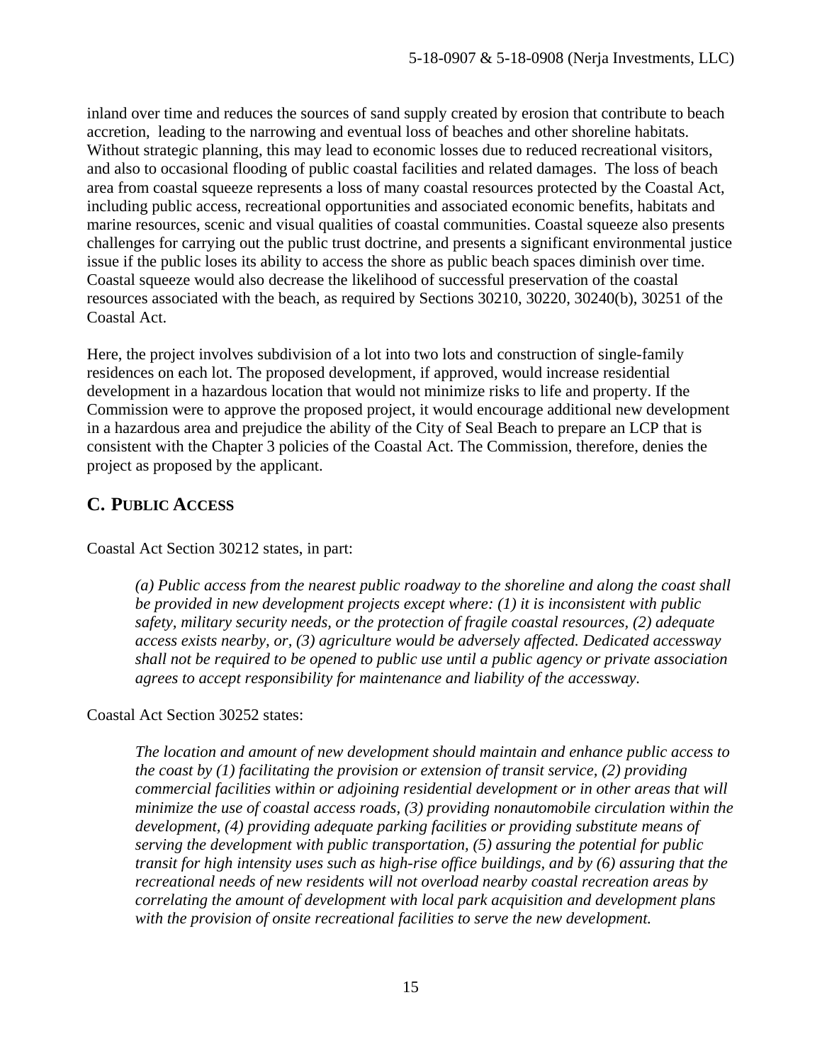inland over time and reduces the sources of sand supply created by erosion that contribute to beach accretion, leading to the narrowing and eventual loss of beaches and other shoreline habitats. Without strategic planning, this may lead to economic losses due to reduced recreational visitors, and also to occasional flooding of public coastal facilities and related damages. The loss of beach area from coastal squeeze represents a loss of many coastal resources protected by the Coastal Act, including public access, recreational opportunities and associated economic benefits, habitats and marine resources, scenic and visual qualities of coastal communities. Coastal squeeze also presents challenges for carrying out the public trust doctrine, and presents a significant environmental justice issue if the public loses its ability to access the shore as public beach spaces diminish over time. Coastal squeeze would also decrease the likelihood of successful preservation of the coastal resources associated with the beach, as required by Sections 30210, 30220, 30240(b), 30251 of the Coastal Act.

Here, the project involves subdivision of a lot into two lots and construction of single-family residences on each lot. The proposed development, if approved, would increase residential development in a hazardous location that would not minimize risks to life and property. If the Commission were to approve the proposed project, it would encourage additional new development in a hazardous area and prejudice the ability of the City of Seal Beach to prepare an LCP that is consistent with the Chapter 3 policies of the Coastal Act. The Commission, therefore, denies the project as proposed by the applicant.

## C. PUBLIC ACCESS

Coastal Act Section 30212 states, in part:

> *(a) Public access from the nearest public roadway to the shoreline and along the coast shall be provided in new development projects except where: (1) it is inconsistent with public safety, military security needs, or the protection of fragile coastal resources, (2) adequate access exists nearby, or, (3) agriculture would be adversely affected. Dedicated accessway shall not be required to be opened to public use until a public agency or private association agrees to accept responsibility for maintenance and liability of the accessway.*

Coastal Act Section 30252 states:

> *The location and amount of new development should maintain and enhance public access to the coast by (1) facilitating the provision or extension of transit service, (2) providing commercial facilities within or adjoining residential development or in other areas that will minimize the use of coastal access roads, (3) providing nonautomobile circulation within the development, (4) providing adequate parking facilities or providing substitute means of serving the development with public transportation, (5) assuring the potential for public transit for high intensity uses such as high-rise office buildings, and by (6) assuring that the recreational needs of new residents will not overload nearby coastal recreation areas by correlating the amount of development with local park acquisition and development plans with the provision of onsite recreational facilities to serve the new development.*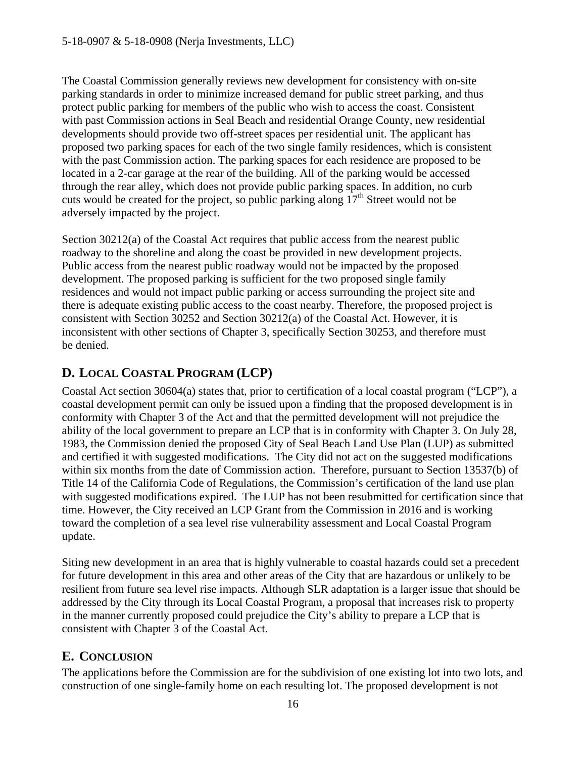The Coastal Commission generally reviews new development for consistency with on-site parking standards in order to minimize increased demand for public street parking, and thus protect public parking for members of the public who wish to access the coast. Consistent with past Commission actions in Seal Beach and residential Orange County, new residential developments should provide two off-street spaces per residential unit. The applicant has proposed two parking spaces for each of the two single family residences, which is consistent with the past Commission action. The parking spaces for each residence are proposed to be located in a 2-car garage at the rear of the building. All of the parking would be accessed through the rear alley, which does not provide public parking spaces. In addition, no curb cuts would be created for the project, so public parking along 17th Street would not be adversely impacted by the project.

Section 30212(a) of the Coastal Act requires that public access from the nearest public roadway to the shoreline and along the coast be provided in new development projects. Public access from the nearest public roadway would not be impacted by the proposed development. The proposed parking is sufficient for the two proposed single family residences and would not impact public parking or access surrounding the project site and there is adequate existing public access to the coast nearby. Therefore, the proposed project is consistent with Section 30252 and Section 30212(a) of the Coastal Act. However, it is inconsistent with other sections of Chapter 3, specifically Section 30253, and therefore must be denied.

## D. Local Coastal Program (LCP)

Coastal Act section 30604(a) states that, prior to certification of a local coastal program ("LCP"), a coastal development permit can only be issued upon a finding that the proposed development is in conformity with Chapter 3 of the Act and that the permitted development will not prejudice the ability of the local government to prepare an LCP that is in conformity with Chapter 3. On July 28, 1983, the Commission denied the proposed City of Seal Beach Land Use Plan (LUP) as submitted and certified it with suggested modifications. The City did not act on the suggested modifications within six months from the date of Commission action. Therefore, pursuant to Section 13537(b) of Title 14 of the California Code of Regulations, the Commission's certification of the land use plan with suggested modifications expired. The LUP has not been resubmitted for certification since that time. However, the City received an LCP Grant from the Commission in 2016 and is working toward the completion of a sea level rise vulnerability assessment and Local Coastal Program update.

Siting new development in an area that is highly vulnerable to coastal hazards could set a precedent for future development in this area and other areas of the City that are hazardous or unlikely to be resilient from future sea level rise impacts. Although SLR adaptation is a larger issue that should be addressed by the City through its Local Coastal Program, a proposal that increases risk to property in the manner currently proposed could prejudice the City's ability to prepare a LCP that is consistent with Chapter 3 of the Coastal Act.

## E. Conclusion

The applications before the Commission are for the subdivision of one existing lot into two lots, and construction of one single-family home on each resulting lot. The proposed development is not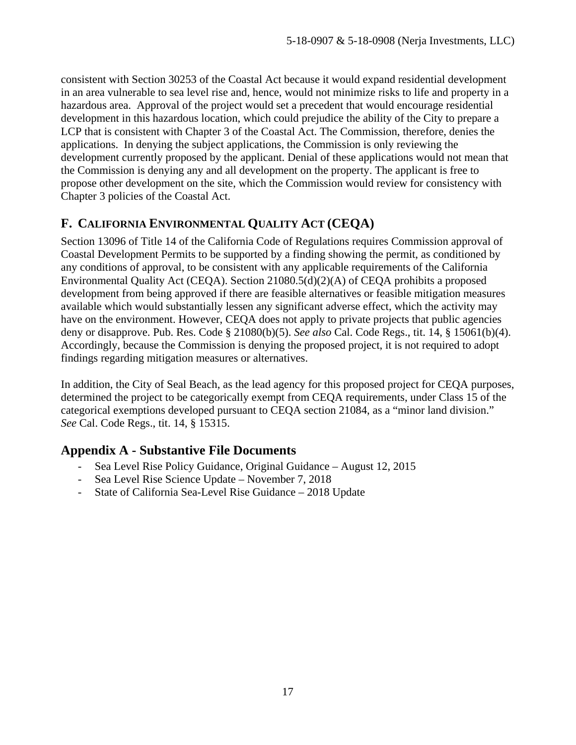consistent with Section 30253 of the Coastal Act because it would expand residential development in an area vulnerable to sea level rise and, hence, would not minimize risks to life and property in a hazardous area. Approval of the project would set a precedent that would encourage residential development in this hazardous location, which could prejudice the ability of the City to prepare a LCP that is consistent with Chapter 3 of the Coastal Act. The Commission, therefore, denies the applications. In denying the subject applications, the Commission is only reviewing the development currently proposed by the applicant. Denial of these applications would not mean that the Commission is denying any and all development on the property. The applicant is free to propose other development on the site, which the Commission would review for consistency with Chapter 3 policies of the Coastal Act.

## F. CALIFORNIA ENVIRONMENTAL QUALITY ACT (CEQA)

Section 13096 of Title 14 of the California Code of Regulations requires Commission approval of Coastal Development Permits to be supported by a finding showing the permit, as conditioned by any conditions of approval, to be consistent with any applicable requirements of the California Environmental Quality Act (CEQA). Section 21080.5(d)(2)(A) of CEQA prohibits a proposed development from being approved if there are feasible alternatives or feasible mitigation measures available which would substantially lessen any significant adverse effect, which the activity may have on the environment. However, CEQA does not apply to private projects that public agencies deny or disapprove. Pub. Res. Code § 21080(b)(5). *See also* Cal. Code Regs., tit. 14, § 15061(b)(4). Accordingly, because the Commission is denying the proposed project, it is not required to adopt findings regarding mitigation measures or alternatives.

In addition, the City of Seal Beach, as the lead agency for this proposed project for CEQA purposes, determined the project to be categorically exempt from CEQA requirements, under Class 15 of the categorical exemptions developed pursuant to CEQA section 21084, as a "minor land division." *See* Cal. Code Regs., tit. 14, § 15315.

## Appendix A - Substantive File Documents

- Sea Level Rise Policy Guidance, Original Guidance – August 12, 2015
- Sea Level Rise Science Update – November 7, 2018
- State of California Sea-Level Rise Guidance – 2018 Update